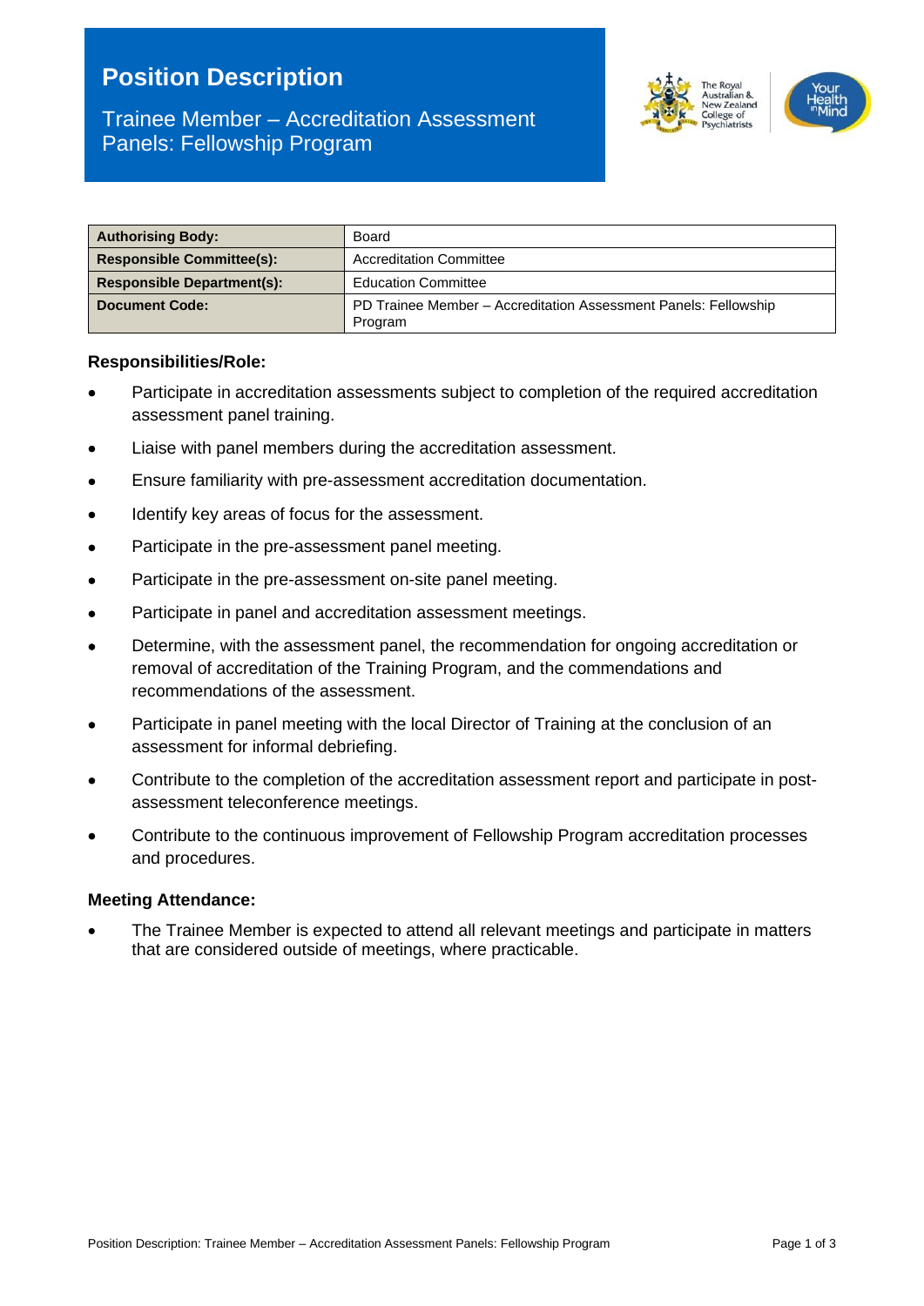# Position Description

## Trainee Member – Accreditation Assessment Panels: Fellowship Program

| Authorising Body: | Board |
| --- | --- |
| Responsible Committee(s): | Accreditation Committee |
| Responsible Department(s): | Education Committee |
| Document Code: | PD Trainee Member – Accreditation Assessment Panels: Fellowship Program |

**Responsibilities/Role:**

- Participate in accreditation assessments subject to completion of the required accreditation assessment panel training.
- Liaise with panel members during the accreditation assessment.
- Ensure familiarity with pre-assessment accreditation documentation.
- Identify key areas of focus for the assessment.
- Participate in the pre-assessment panel meeting.
- Participate in the pre-assessment on-site panel meeting.
- Participate in panel and accreditation assessment meetings.
- Determine, with the assessment panel, the recommendation for ongoing accreditation or removal of accreditation of the Training Program, and the commendations and recommendations of the assessment.
- Participate in panel meeting with the local Director of Training at the conclusion of an assessment for informal debriefing.
- Contribute to the completion of the accreditation assessment report and participate in post-assessment teleconference meetings.
- Contribute to the continuous improvement of Fellowship Program accreditation processes and procedures.

**Meeting Attendance:**

- The Trainee Member is expected to attend all relevant meetings and participate in matters that are considered outside of meetings, where practicable.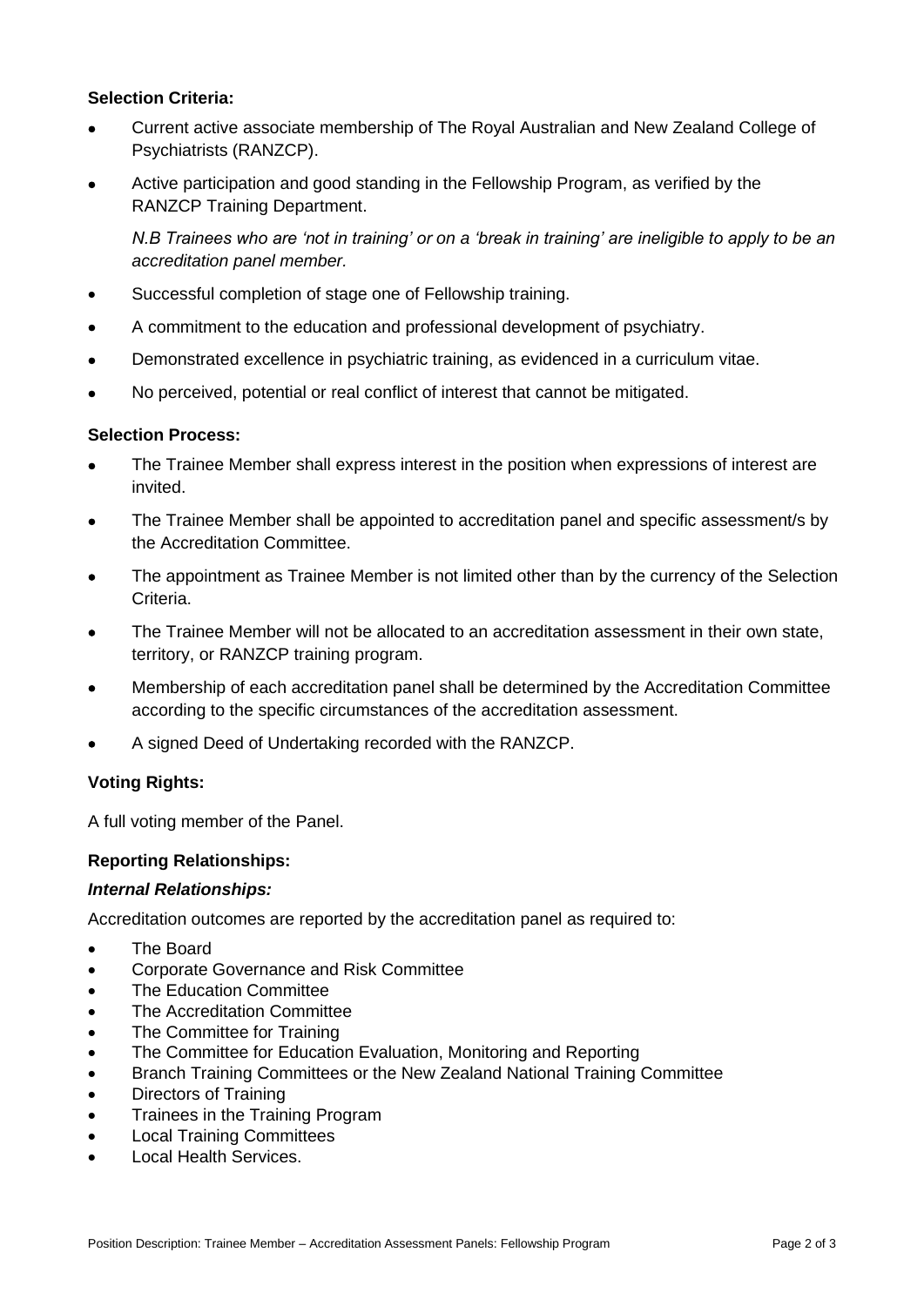**Selection Criteria:**

- Current active associate membership of The Royal Australian and New Zealand College of Psychiatrists (RANZCP).
- Active participation and good standing in the Fellowship Program, as verified by the RANZCP Training Department.

  *N.B Trainees who are 'not in training' or on a 'break in training' are ineligible to apply to be an accreditation panel member.*

- Successful completion of stage one of Fellowship training.
- A commitment to the education and professional development of psychiatry.
- Demonstrated excellence in psychiatric training, as evidenced in a curriculum vitae.
- No perceived, potential or real conflict of interest that cannot be mitigated.

**Selection Process:**

- The Trainee Member shall express interest in the position when expressions of interest are invited.
- The Trainee Member shall be appointed to accreditation panel and specific assessment/s by the Accreditation Committee.
- The appointment as Trainee Member is not limited other than by the currency of the Selection Criteria.
- The Trainee Member will not be allocated to an accreditation assessment in their own state, territory, or RANZCP training program.
- Membership of each accreditation panel shall be determined by the Accreditation Committee according to the specific circumstances of the accreditation assessment.
- A signed Deed of Undertaking recorded with the RANZCP.

**Voting Rights:**

A full voting member of the Panel.

**Reporting Relationships:**

***Internal Relationships:***

Accreditation outcomes are reported by the accreditation panel as required to:

- The Board
- Corporate Governance and Risk Committee
- The Education Committee
- The Accreditation Committee
- The Committee for Training
- The Committee for Education Evaluation, Monitoring and Reporting
- Branch Training Committees or the New Zealand National Training Committee
- Directors of Training
- Trainees in the Training Program
- Local Training Committees
- Local Health Services.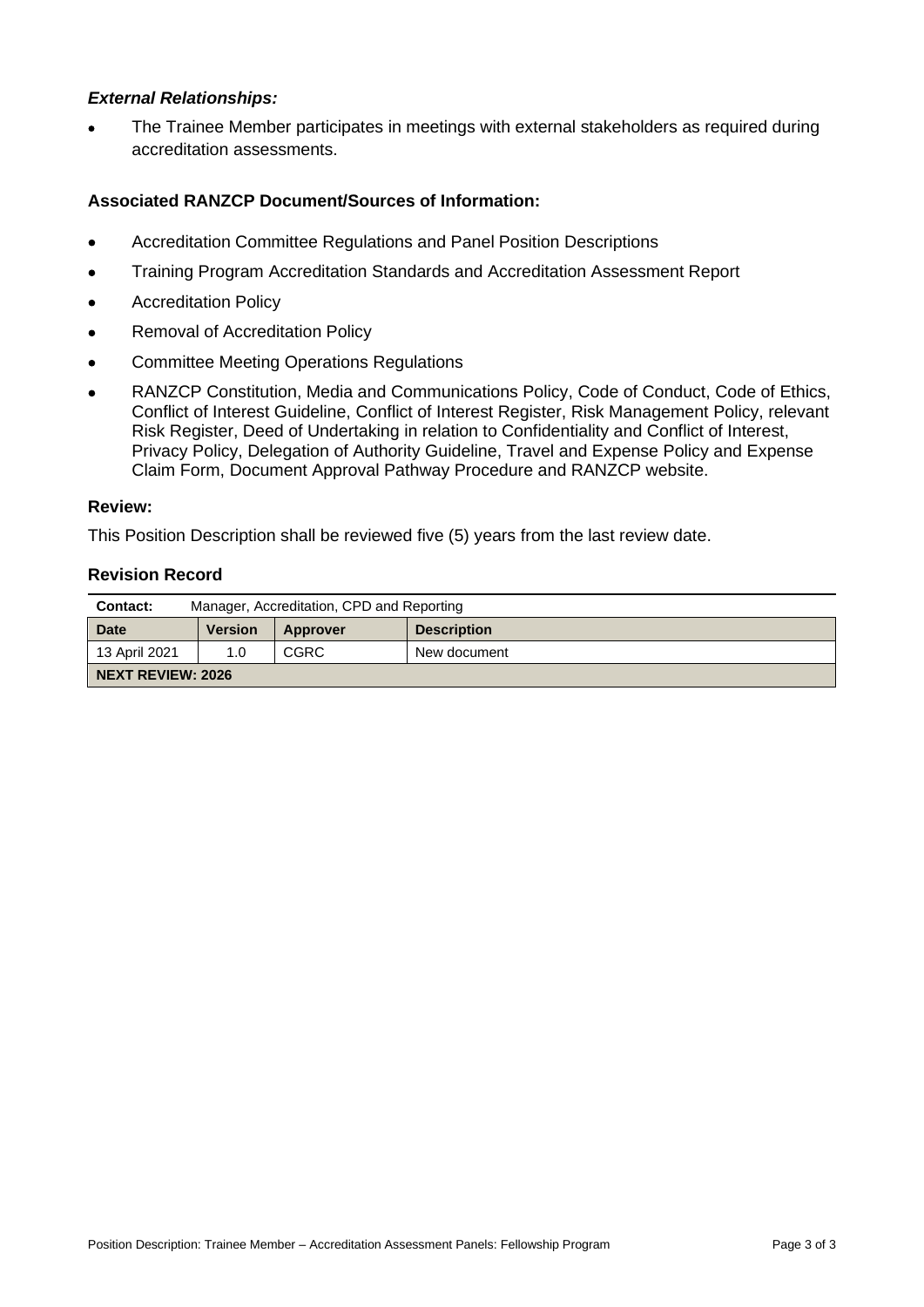***External Relationships:***

- The Trainee Member participates in meetings with external stakeholders as required during accreditation assessments.

**Associated RANZCP Document/Sources of Information:**

- Accreditation Committee Regulations and Panel Position Descriptions
- Training Program Accreditation Standards and Accreditation Assessment Report
- Accreditation Policy
- Removal of Accreditation Policy
- Committee Meeting Operations Regulations
- RANZCP Constitution, Media and Communications Policy, Code of Conduct, Code of Ethics, Conflict of Interest Guideline, Conflict of Interest Register, Risk Management Policy, relevant Risk Register, Deed of Undertaking in relation to Confidentiality and Conflict of Interest, Privacy Policy, Delegation of Authority Guideline, Travel and Expense Policy and Expense Claim Form, Document Approval Pathway Procedure and RANZCP website.

### Review:

This Position Description shall be reviewed five (5) years from the last review date.

### Revision Record

| **Contact:** Manager, Accreditation, CPD and Reporting | | | |
|---|---|---|---|
| **Date** | **Version** | **Approver** | **Description** |
| 13 April 2021 | 1.0 | CGRC | New document |
| **NEXT REVIEW: 2026** | | | |